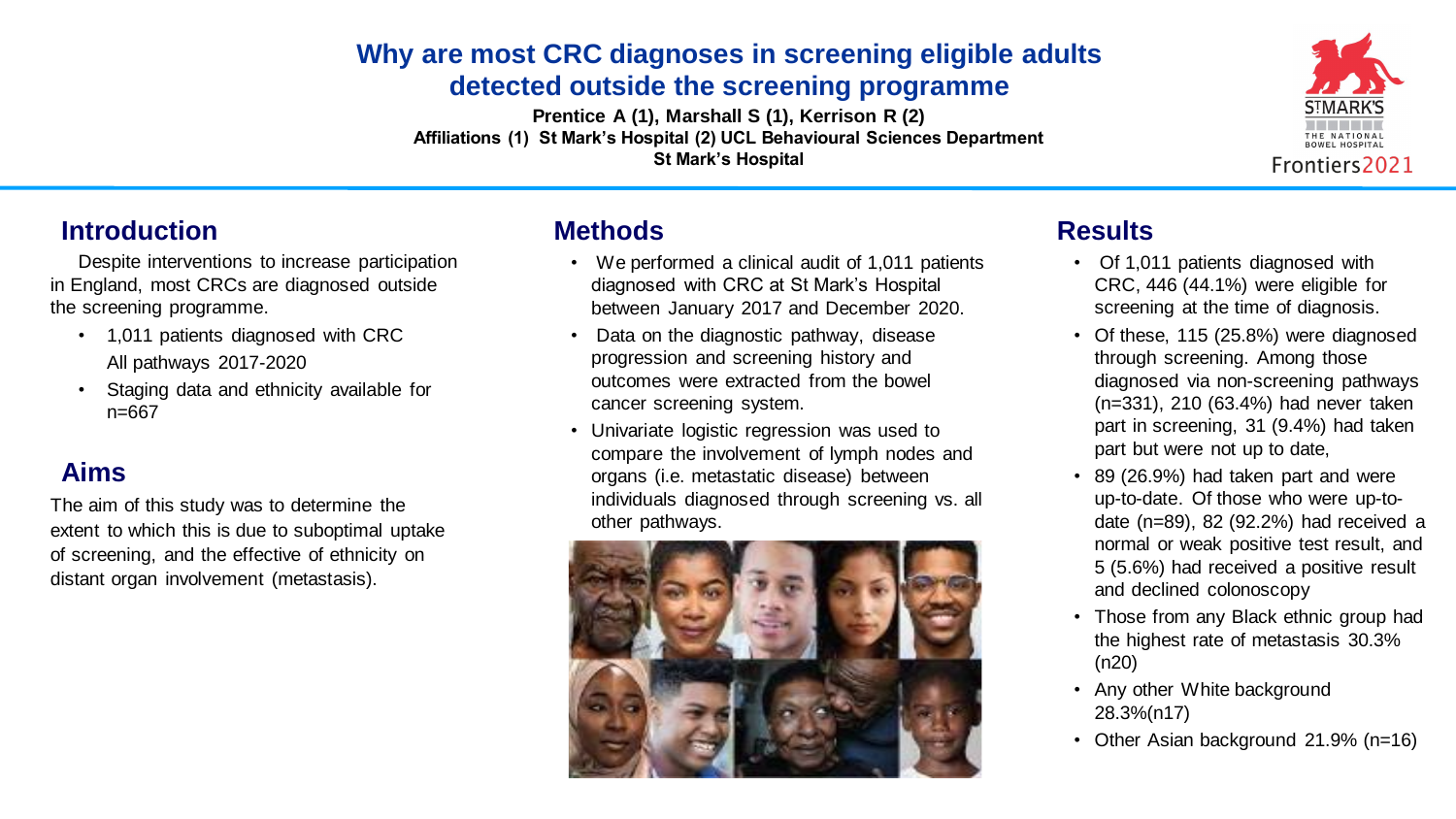# Why are most CRC diagnoses in screening eligible adults detected outside the screening programme

**Prentice A (1), Marshall S (1), Kerrison R (2)**
**Affiliations (1) St Mark's Hospital (2) UCL Behavioural Sciences Department**
**St Mark's Hospital**

## Introduction

Despite interventions to increase participation in England, most CRCs are diagnosed outside the screening programme.

- 1,011 patients diagnosed with CRC All pathways 2017-2020
- Staging data and ethnicity available for n=667

## Aims

The aim of this study was to determine the extent to which this is due to suboptimal uptake of screening, and the effective of ethnicity on distant organ involvement (metastasis).

## Methods

- We performed a clinical audit of 1,011 patients diagnosed with CRC at St Mark's Hospital between January 2017 and December 2020.
- Data on the diagnostic pathway, disease progression and screening history and outcomes were extracted from the bowel cancer screening system.
- Univariate logistic regression was used to compare the involvement of lymph nodes and organs (i.e. metastatic disease) between individuals diagnosed through screening vs. all other pathways.

## Results

- Of 1,011 patients diagnosed with CRC, 446 (44.1%) were eligible for screening at the time of diagnosis.
- Of these, 115 (25.8%) were diagnosed through screening. Among those diagnosed via non-screening pathways (n=331), 210 (63.4%) had never taken part in screening, 31 (9.4%) had taken part but were not up to date,
- 89 (26.9%) had taken part and were up-to-date. Of those who were up-to-date (n=89), 82 (92.2%) had received a normal or weak positive test result, and 5 (5.6%) had received a positive result and declined colonoscopy
- Those from any Black ethnic group had the highest rate of metastasis 30.3% (n20)
- Any other White background 28.3%(n17)
- Other Asian background 21.9% (n=16)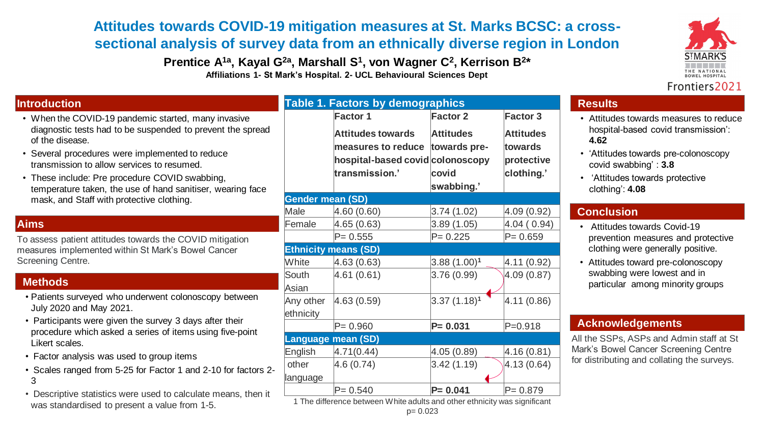# Attitudes towards COVID-19 mitigation measures at St. Marks BCSC: a cross-sectional analysis of survey data from an ethnically diverse region in London

**Prentice A[1a], Kayal G[2a], Marshall S[1], von Wagner C[2], Kerrison B[2*]**

**Affiliations 1- St Mark's Hospital. 2- UCL Behavioural Sciences Dept**

ST MARK'S THE NATIONAL BOWEL HOSPITAL

Frontiers2021

## Introduction

- When the COVID-19 pandemic started, many invasive diagnostic tests had to be suspended to prevent the spread of the disease.
- Several procedures were implemented to reduce transmission to allow services to resumed.
- These include: Pre procedure COVID swabbing, temperature taken, the use of hand sanitiser, wearing face mask, and Staff with protective clothing.

## Aims

To assess patient attitudes towards the COVID mitigation measures implemented within St Mark's Bowel Cancer Screening Centre.

## Methods

- Patients surveyed who underwent colonoscopy between July 2020 and May 2021.
- Participants were given the survey 3 days after their procedure which asked a series of items using five-point Likert scales.
- Factor analysis was used to group items
- Scales ranged from 5-25 for Factor 1 and 2-10 for factors 2-3
- Descriptive statistics were used to calculate means, then it was standardised to present a value from 1-5.

## Table 1. Factors by demographics

| | Factor 1 Attitudes towards measures to reduce hospital-based covid transmission.' | Factor 2 Attitudes towards pre-colonoscopy covid swabbing.' | Factor 3 Attitudes towards protective clothing.' |
|---|---|---|---|
| **Gender mean (SD)** | | | |
| Male | 4.60 (0.60) | 3.74 (1.02) | 4.09 (0.92) |
| Female | 4.65 (0.63) | 3.89 (1.05) | 4.04 ( 0.94) |
| | P= 0.555 | P= 0.225 | P= 0.659 |
| **Ethnicity means (SD)** | | | |
| White | 4.63 (0.63) | 3.88 (1.00)[1] | 4.11 (0.92) |
| South Asian | 4.61 (0.61) | 3.76 (0.99) | 4.09 (0.87) |
| Any other ethnicity | 4.63 (0.59) | 3.37 (1.18)[1] | 4.11 (0.86) |
| | P= 0.960 | **P= 0.031** | P=0.918 |
| **Language mean (SD)** | | | |
| English | 4.71(0.44) | 4.05 (0.89) | 4.16 (0.81) |
| other language | 4.6 (0.74) | 3.42 (1.19) | 4.13 (0.64) |
| | P= 0.540 | **P= 0.041** | P= 0.879 |

1 The difference between White adults and other ethnicity was significant p= 0.023

## Results

- Attitudes towards measures to reduce hospital-based covid transmission': **4.62**
- 'Attitudes towards pre-colonoscopy covid swabbing' : **3.8**
- 'Attitudes towards protective clothing': **4.08**

## Conclusion

- Attitudes towards Covid-19 prevention measures and protective clothing were generally positive.
- Attitudes toward pre-colonoscopy swabbing were lowest and in particular among minority groups

## Acknowledgements

All the SSPs, ASPs and Admin staff at St Mark's Bowel Cancer Screening Centre for distributing and collating the surveys.